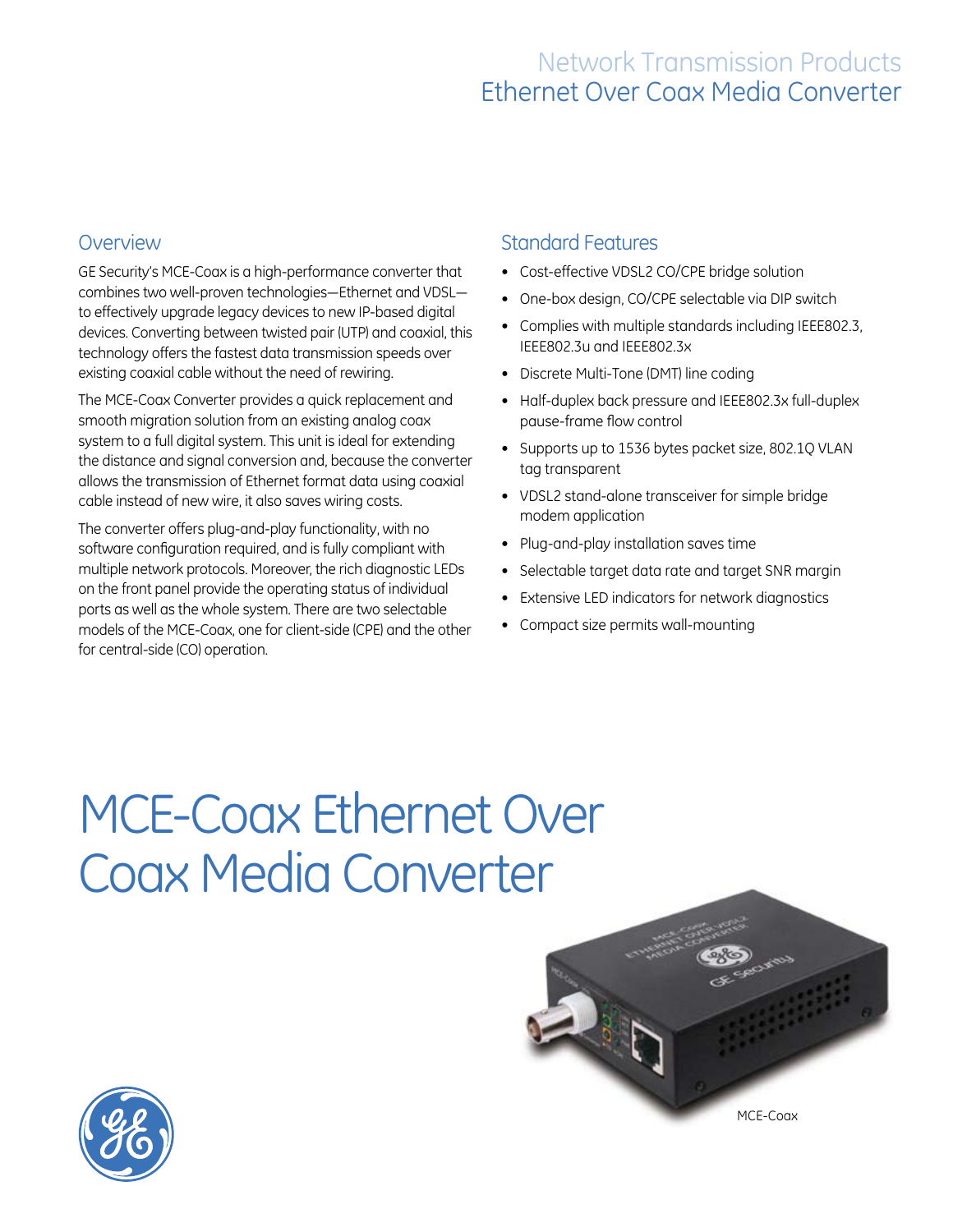Network Transmission Products

Ethernet Over Coax Media Converter

## Overview

GE Security's MCE-Coax is a high-performance converter that combines two well-proven technologies—Ethernet and VDSL—to effectively upgrade legacy devices to new IP-based digital devices. Converting between twisted pair (UTP) and coaxial, this technology offers the fastest data transmission speeds over existing coaxial cable without the need of rewiring.

The MCE-Coax Converter provides a quick replacement and smooth migration solution from an existing analog coax system to a full digital system. This unit is ideal for extending the distance and signal conversion and, because the converter allows the transmission of Ethernet format data using coaxial cable instead of new wire, it also saves wiring costs.

The converter offers plug-and-play functionality, with no software configuration required, and is fully compliant with multiple network protocols. Moreover, the rich diagnostic LEDs on the front panel provide the operating status of individual ports as well as the whole system. There are two selectable models of the MCE-Coax, one for client-side (CPE) and the other for central-side (CO) operation.

## Standard Features

- Cost-effective VDSL2 CO/CPE bridge solution
- One-box design, CO/CPE selectable via DIP switch
- Complies with multiple standards including IEEE802.3, IEEE802.3u and IEEE802.3x
- Discrete Multi-Tone (DMT) line coding
- Half-duplex back pressure and IEEE802.3x full-duplex pause-frame flow control
- Supports up to 1536 bytes packet size, 802.1Q VLAN tag transparent
- VDSL2 stand-alone transceiver for simple bridge modem application
- Plug-and-play installation saves time
- Selectable target data rate and target SNR margin
- Extensive LED indicators for network diagnostics
- Compact size permits wall-mounting

# MCE-Coax Ethernet Over Coax Media Converter

MCE-Coax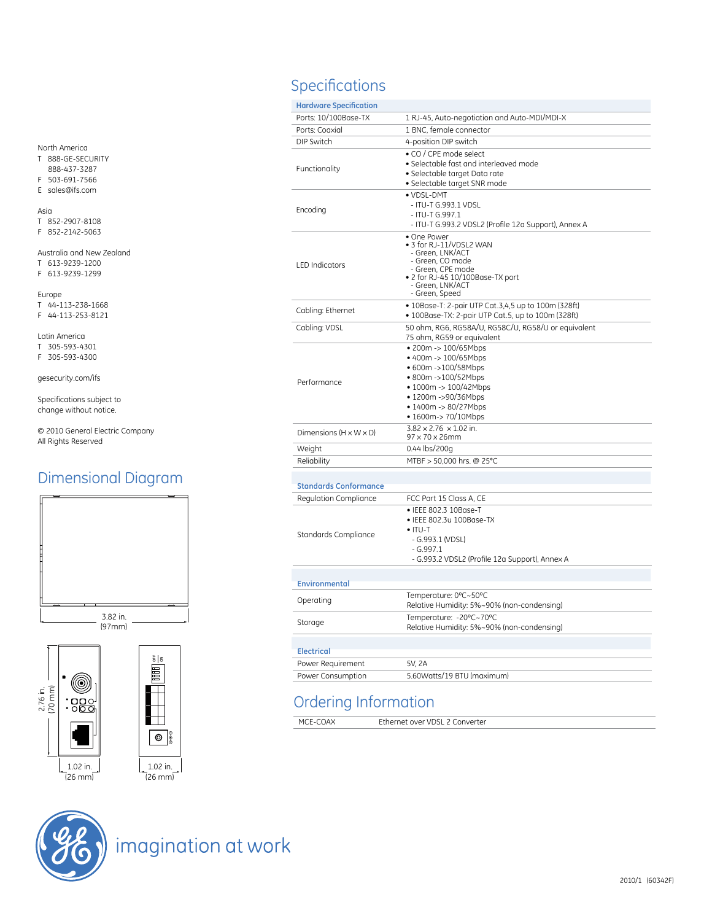North America
T 888-GE-SECURITY
888-437-3287
F 503-691-7566
E sales@ifs.com

Asia
T 852-2907-8108
F 852-2142-5063

Australia and New Zealand
T 613-9239-1200
F 613-9239-1299

Europe
T 44-113-238-1668
F 44-113-253-8121

Latin America
T 305-593-4301
F 305-593-4300

gesecurity.com/ifs

Specifications subject to change without notice.

© 2010 General Electric Company
All Rights Reserved

## Dimensional Diagram

3.82 in.
(97mm)

2.76 in.
(70 mm)

1.02 in.
(26 mm)

1.02 in.
(26 mm)

OFF ON

## Specifications

| Hardware Specification | |
|---|---|
| Ports: 10/100Base-TX | 1 RJ-45, Auto-negotiation and Auto-MDI/MDI-X |
| Ports: Coaxial | 1 BNC, female connector |
| DIP Switch | 4-position DIP switch |
| Functionality | • CO / CPE mode select<br>• Selectable fast and interleaved mode<br>• Selectable target Data rate<br>• Selectable target SNR mode |
| Encoding | • VDSL-DMT<br>- ITU-T G.993.1 VDSL<br>- ITU-T G.997.1<br>- ITU-T G.993.2 VDSL2 (Profile 12a Support), Annex A |
| LED Indicators | • One Power<br>• 3 for RJ-11/VDSL2 WAN<br>- Green, LNK/ACT<br>- Green, CO mode<br>- Green, CPE mode<br>• 2 for RJ-45 10/100Base-TX port<br>- Green, LNK/ACT<br>- Green, Speed |
| Cabling: Ethernet | • 10Base-T: 2-pair UTP Cat.3,4,5 up to 100m (328ft)<br>• 100Base-TX: 2-pair UTP Cat.5, up to 100m (328ft) |
| Cabling: VDSL | 50 ohm, RG6, RG58A/U, RG58C/U, RG58/U or equivalent<br>75 ohm, RG59 or equivalent |
| Performance | • 200m -> 100/65Mbps<br>• 400m -> 100/65Mbps<br>• 600m ->100/58Mbps<br>• 800m ->100/52Mbps<br>• 1000m -> 100/42Mbps<br>• 1200m ->90/36Mbps<br>• 1400m -> 80/27Mbps<br>• 1600m-> 70/10Mbps |
| Dimensions (H x W x D) | 3.82 x 2.76 x 1.02 in.<br>97 x 70 x 26mm |
| Weight | 0.44 lbs/200g |
| Reliability | MTBF > 50,000 hrs. @ 25°C |

| Standards Conformance | |
|---|---|
| Regulation Compliance | FCC Part 15 Class A, CE |
| Standards Compliance | • IEEE 802.3 10Base-T<br>• IEEE 802.3u 100Base-TX<br>• ITU-T<br>- G.993.1 (VDSL)<br>- G.997.1<br>- G.993.2 VDSL2 (Profile 12a Support), Annex A |

| Environmental | |
|---|---|
| Operating | Temperature: 0ºC~50ºC<br>Relative Humidity: 5%~90% (non-condensing) |
| Storage | Temperature: -20ºC~70ºC<br>Relative Humidity: 5%~90% (non-condensing) |

| Electrical | |
|---|---|
| Power Requirement | 5V, 2A |
| Power Consumption | 5.60Watts/19 BTU (maximum) |

## Ordering Information

| | |
|---|---|
| MCE-COAX | Ethernet over VDSL 2 Converter |

imagination at work

2010/1 (60342F)